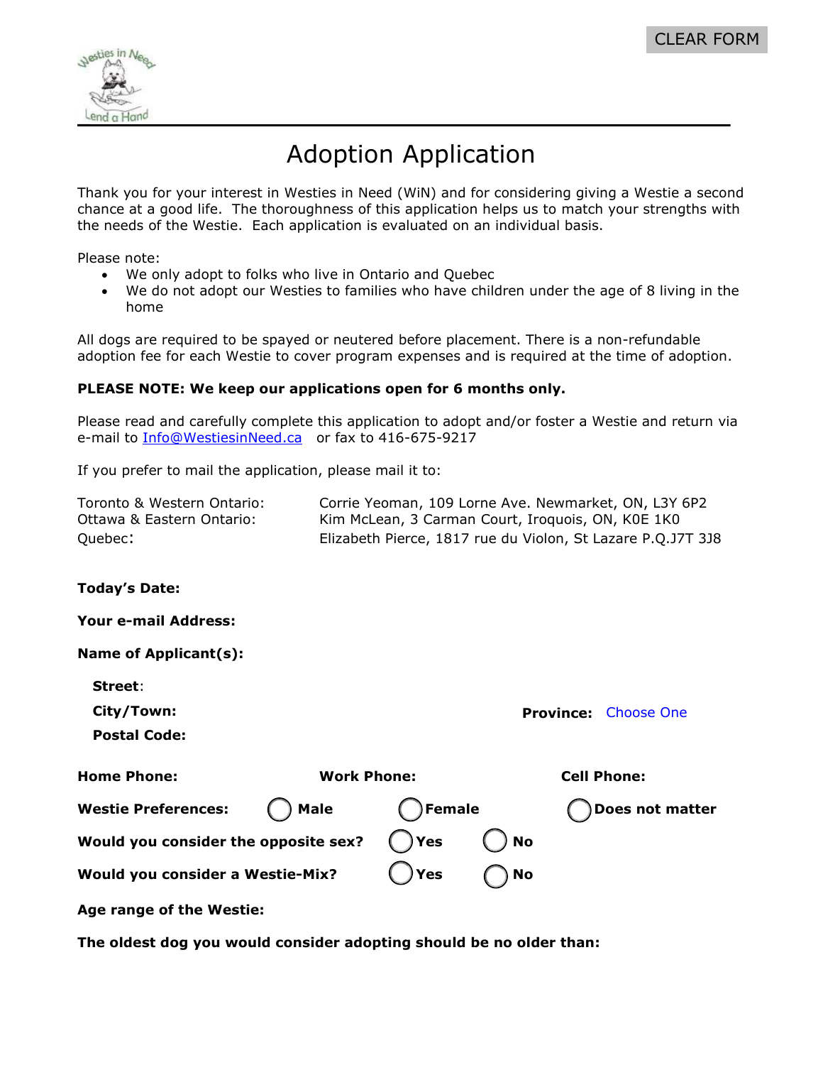CLEAR FORM

# Adoption Application

Thank you for your interest in Westies in Need (WiN) and for considering giving a Westie a second chance at a good life. The thoroughness of this application helps us to match your strengths with the needs of the Westie. Each application is evaluated on an individual basis.

Please note:

- We only adopt to folks who live in Ontario and Quebec
- We do not adopt our Westies to families who have children under the age of 8 living in the home

All dogs are required to be spayed or neutered before placement. There is a non-refundable adoption fee for each Westie to cover program expenses and is required at the time of adoption.

**PLEASE NOTE: We keep our applications open for 6 months only.**

Please read and carefully complete this application to adopt and/or foster a Westie and return via e-mail to Info@WestiesinNeed.ca or fax to 416-675-9217

If you prefer to mail the application, please mail it to:

| | |
|---|---|
| Toronto & Western Ontario: | Corrie Yeoman, 109 Lorne Ave. Newmarket, ON, L3Y 6P2 |
| Ottawa & Eastern Ontario: | Kim McLean, 3 Carman Court, Iroquois, ON, K0E 1K0 |
| Quebec: | Elizabeth Pierce, 1817 rue du Violon, St Lazare P.Q.J7T 3J8 |

**Today's Date:**

**Your e-mail Address:**

**Name of Applicant(s):**

**Street:**

**City/Town:** **Province:** Choose One

**Postal Code:**

**Home Phone:** **Work Phone:** **Cell Phone:**

**Westie Preferences:** ◯ **Male** ◯ **Female** ◯ **Does not matter**

**Would you consider the opposite sex?** ◯ **Yes** ◯ **No**

**Would you consider a Westie-Mix?** ◯ **Yes** ◯ **No**

**Age range of the Westie:**

**The oldest dog you would consider adopting should be no older than:**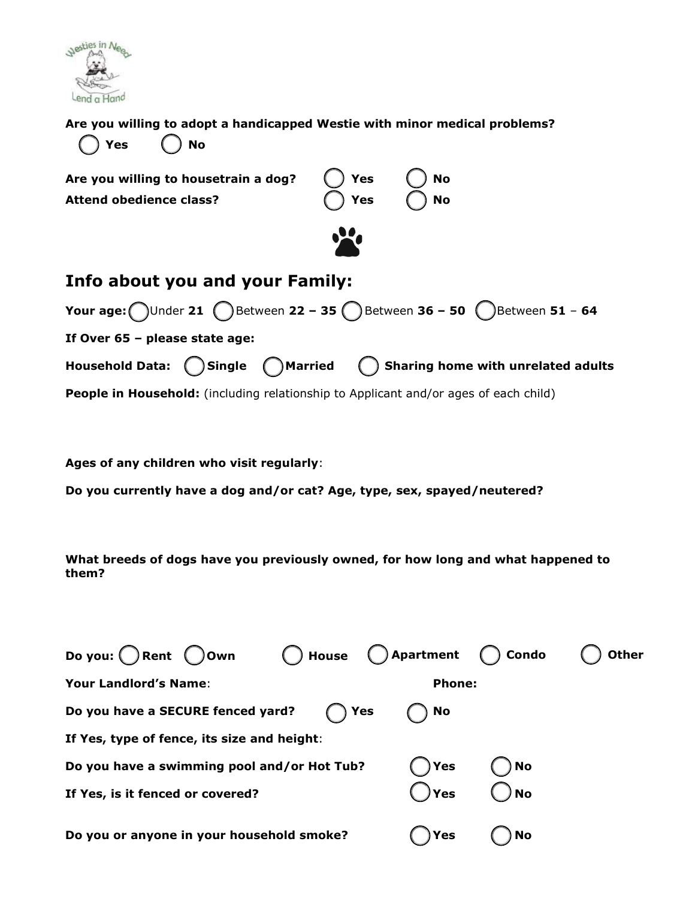**Are you willing to adopt a handicapped Westie with minor medical problems?**

◯ **Yes** ◯ **No**

**Are you willing to housetrain a dog?** ◯ **Yes** ◯ **No**

**Attend obedience class?** ◯ **Yes** ◯ **No**

## Info about you and your Family:

**Your age:** ◯ Under **21** ◯ Between **22 – 35** ◯ Between **36 – 50** ◯ Between **51** – **64**

**If Over 65 – please state age:**

**Household Data:** ◯ **Single** ◯ **Married** ◯ **Sharing home with unrelated adults**

**People in Household:** (including relationship to Applicant and/or ages of each child)

**Ages of any children who visit regularly**:

**Do you currently have a dog and/or cat? Age, type, sex, spayed/neutered?**

**What breeds of dogs have you previously owned, for how long and what happened to them?**

**Do you:** ◯ **Rent** ◯ **Own** ◯ **House** ◯ **Apartment** ◯ **Condo** ◯ **Other**

**Your Landlord's Name**: **Phone:**

**Do you have a SECURE fenced yard?** ◯ **Yes** ◯ **No**

**If Yes, type of fence, its size and height**:

**Do you have a swimming pool and/or Hot Tub?** ◯ **Yes** ◯ **No**

**If Yes, is it fenced or covered?** ◯ **Yes** ◯ **No**

**Do you or anyone in your household smoke?** ◯ **Yes** ◯ **No**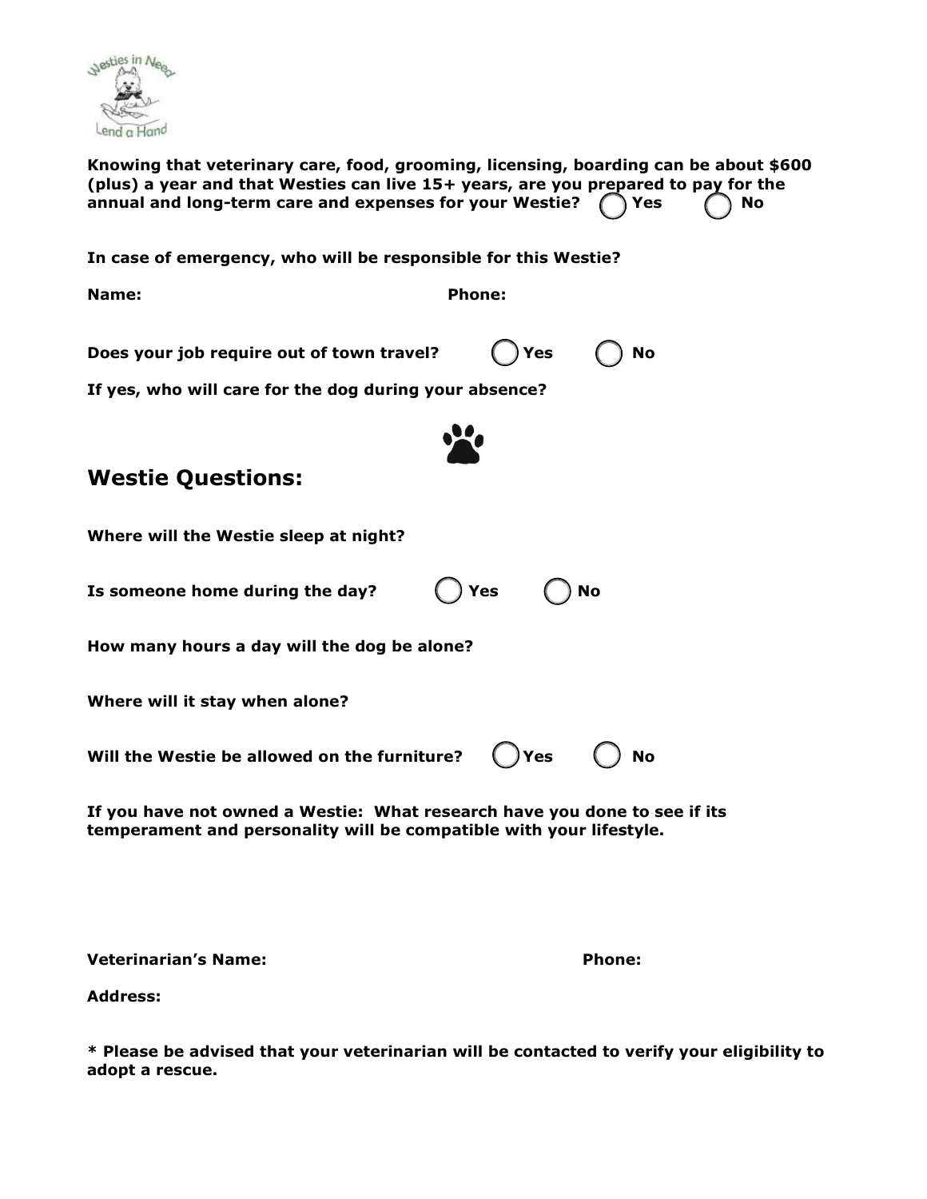**Knowing that veterinary care, food, grooming, licensing, boarding can be about $600 (plus) a year and that Westies can live 15+ years, are you prepared to pay for the annual and long-term care and expenses for your Westie?** ◯ **Yes** ◯ **No**

**In case of emergency, who will be responsible for this Westie?**

**Name:** **Phone:**

**Does your job require out of town travel?** ◯ **Yes** ◯ **No**

**If yes, who will care for the dog during your absence?**

## Westie Questions:

**Where will the Westie sleep at night?**

**Is someone home during the day?** ◯ **Yes** ◯ **No**

**How many hours a day will the dog be alone?**

**Where will it stay when alone?**

**Will the Westie be allowed on the furniture?** ◯ **Yes** ◯ **No**

**If you have not owned a Westie: What research have you done to see if its temperament and personality will be compatible with your lifestyle.**

**Veterinarian's Name:** **Phone:**

**Address:**

**\* Please be advised that your veterinarian will be contacted to verify your eligibility to adopt a rescue.**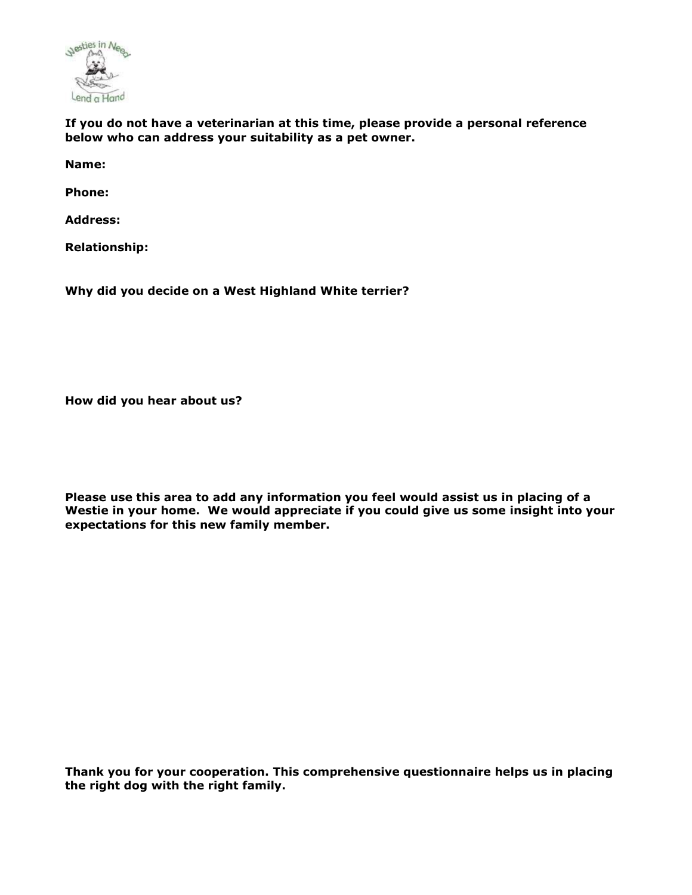**If you do not have a veterinarian at this time, please provide a personal reference below who can address your suitability as a pet owner.**

**Name:**

**Phone:**

**Address:**

**Relationship:**

**Why did you decide on a West Highland White terrier?**

**How did you hear about us?**

**Please use this area to add any information you feel would assist us in placing of a Westie in your home. We would appreciate if you could give us some insight into your expectations for this new family member.**

**Thank you for your cooperation. This comprehensive questionnaire helps us in placing the right dog with the right family.**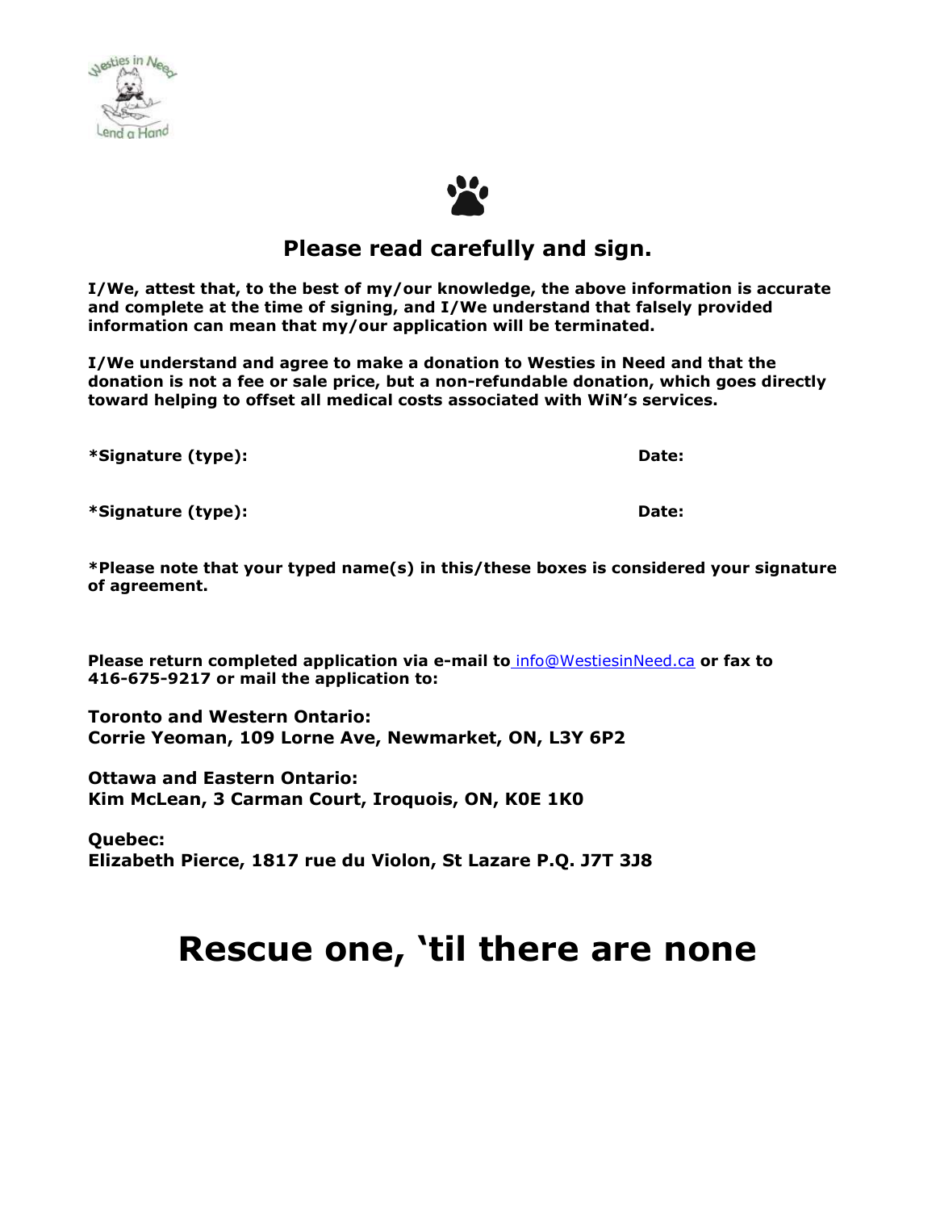## Please read carefully and sign.

**I/We, attest that, to the best of my/our knowledge, the above information is accurate and complete at the time of signing, and I/We understand that falsely provided information can mean that my/our application will be terminated.**

**I/We understand and agree to make a donation to Westies in Need and that the donation is not a fee or sale price, but a non-refundable donation, which goes directly toward helping to offset all medical costs associated with WiN's services.**

**\*Signature (type):** **Date:**

**\*Signature (type):** **Date:**

**\*Please note that your typed name(s) in this/these boxes is considered your signature of agreement.**

**Please return completed application via e-mail to** info@WestiesinNeed.ca **or fax to 416-675-9217 or mail the application to:**

**Toronto and Western Ontario:**
**Corrie Yeoman, 109 Lorne Ave, Newmarket, ON, L3Y 6P2**

**Ottawa and Eastern Ontario:**
**Kim McLean, 3 Carman Court, Iroquois, ON, K0E 1K0**

**Quebec:**
**Elizabeth Pierce, 1817 rue du Violon, St Lazare P.Q. J7T 3J8**

# Rescue one, 'til there are none